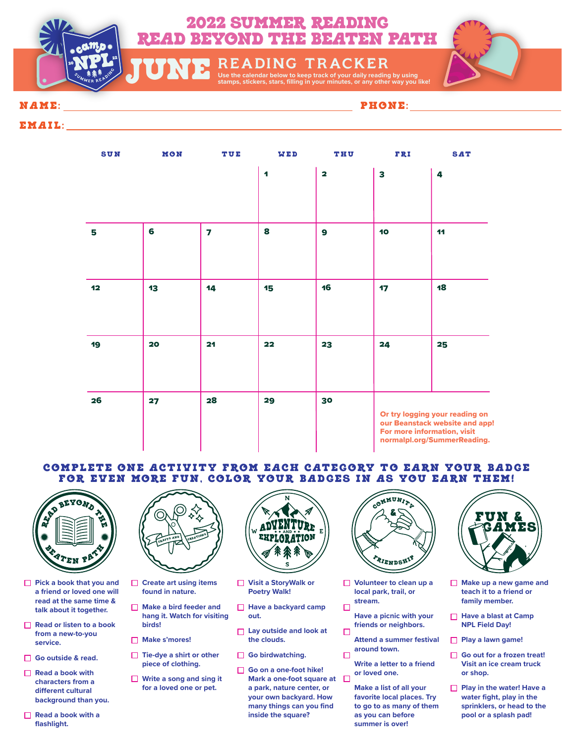# 2022 SUMMER READING
# READ BEYOND THE BEATEN PATH

## JUNE READING TRACKER

Use the calendar below to keep track of your daily reading by using stamps, stickers, stars, filling in your minutes, or any other way you like!

**NAME:** ______________________ **PHONE:** ______________________

**EMAIL:** ______________________

| SUN | MON | TUE | WED | THU | FRI | SAT |
|---|---|---|---|---|---|---|
| | | | 1 | 2 | 3 | 4 |
| 5 | 6 | 7 | 8 | 9 | 10 | 11 |
| 12 | 13 | 14 | 15 | 16 | 17 | 18 |
| 19 | 20 | 21 | 22 | 23 | 24 | 25 |
| 26 | 27 | 28 | 29 | 30 | Or try logging your reading on our Beanstack website and app! For more information, visit normalpl.org/SummerReading. | |

## COMPLETE ONE ACTIVITY FROM EACH CATEGORY TO EARN YOUR BADGE
## FOR EVEN MORE FUN, COLOR YOUR BADGES IN AS YOU EARN THEM!

### Read Beyond the Beaten Path

- ☐ Pick a book that you and a friend or loved one will read at the same time & talk about it together.
- ☐ Read or listen to a book from a new-to-you service.
- ☐ Go outside & read.
- ☐ Read a book with characters from a different cultural background than you.
- ☐ Read a book with a flashlight.

### Crafts and Creations

- ☐ Create art using items found in nature.
- ☐ Make a bird feeder and hang it. Watch for visiting birds!
- ☐ Make s'mores!
- ☐ Tie-dye a shirt or other piece of clothing.
- ☐ Write a song and sing it for a loved one or pet.

### Adventure and Exploration

- ☐ Visit a StoryWalk or Poetry Walk!
- ☐ Have a backyard camp out.
- ☐ Lay outside and look at the clouds.
- ☐ Go birdwatching.
- ☐ Go on a one-foot hike! Mark a one-foot square at a park, nature center, or your own backyard. How many things can you find inside the square?

### Community & Friendship

- ☐ Volunteer to clean up a local park, trail, or stream.
- ☐ Have a picnic with your friends or neighbors.
- ☐ Attend a summer festival around town.
- ☐ Write a letter to a friend or loved one.
- ☐ Make a list of all your favorite local places. Try to go to as many of them as you can before summer is over!

### Fun & Games

- ☐ Make up a new game and teach it to a friend or family member.
- ☐ Have a blast at Camp NPL Field Day!
- ☐ Play a lawn game!
- ☐ Go out for a frozen treat! Visit an ice cream truck or shop.
- ☐ Play in the water! Have a water fight, play in the sprinklers, or head to the pool or a splash pad!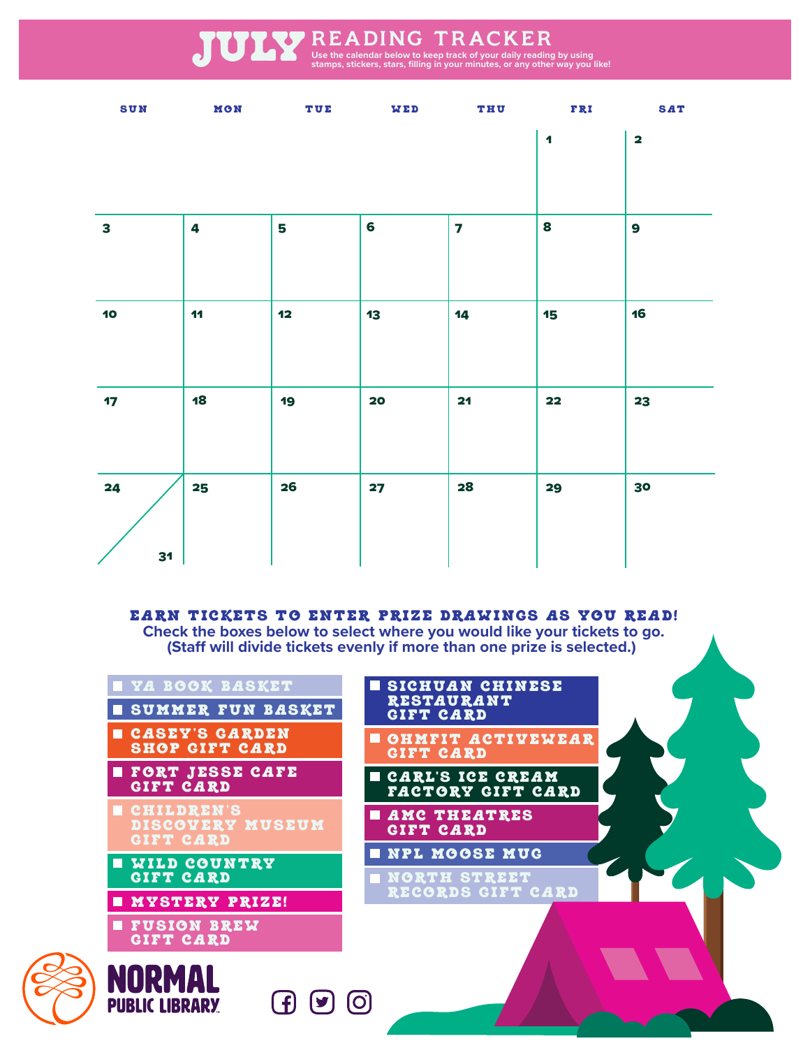# JULY READING TRACKER

Use the calendar below to keep track of your daily reading by using stamps, stickers, stars, filling in your minutes, or any other way you like!

| SUN | MON | TUE | WED | THU | FRI | SAT |
| --- | --- | --- | --- | --- | --- | --- |
| | | | | | 1 | 2 |
| 3 | 4 | 5 | 6 | 7 | 8 | 9 |
| 10 | 11 | 12 | 13 | 14 | 15 | 16 |
| 17 | 18 | 19 | 20 | 21 | 22 | 23 |
| 24 / 31 | 25 | 26 | 27 | 28 | 29 | 30 |

## EARN TICKETS TO ENTER PRIZE DRAWINGS AS YOU READ!

**Check the boxes below to select where you would like your tickets to go. (Staff will divide tickets evenly if more than one prize is selected.)**

- ☐ YA BOOK BASKET
- ☐ SUMMER FUN BASKET
- ☐ CASEY'S GARDEN SHOP GIFT CARD
- ☐ FORT JESSE CAFE GIFT CARD
- ☐ CHILDREN'S DISCOVERY MUSEUM GIFT CARD
- ☐ WILD COUNTRY GIFT CARD
- ☐ MYSTERY PRIZE!
- ☐ FUSION BREW GIFT CARD
- ☐ SICHUAN CHINESE RESTAURANT GIFT CARD
- ☐ OHMFIT ACTIVEWEAR GIFT CARD
- ☐ CARL'S ICE CREAM FACTORY GIFT CARD
- ☐ AMC THEATRES GIFT CARD
- ☐ NPL MOOSE MUG
- ☐ NORTH STREET RECORDS GIFT CARD

NORMAL PUBLIC LIBRARY